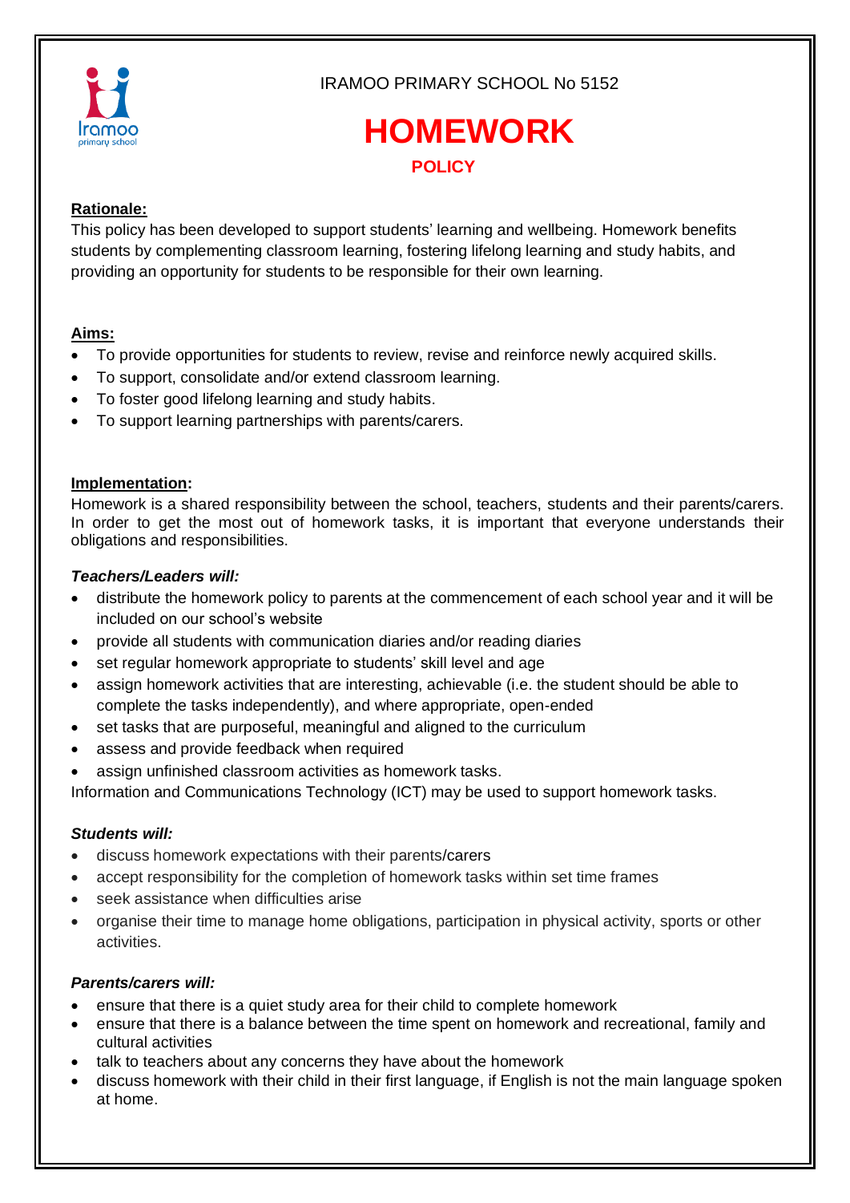IRAMOO PRIMARY SCHOOL No 5152

# HOMEWORK

## POLICY

**Rationale:**

This policy has been developed to support students' learning and wellbeing. Homework benefits students by complementing classroom learning, fostering lifelong learning and study habits, and providing an opportunity for students to be responsible for their own learning.

**Aims:**

- To provide opportunities for students to review, revise and reinforce newly acquired skills.
- To support, consolidate and/or extend classroom learning.
- To foster good lifelong learning and study habits.
- To support learning partnerships with parents/carers.

**Implementation:**

Homework is a shared responsibility between the school, teachers, students and their parents/carers. In order to get the most out of homework tasks, it is important that everyone understands their obligations and responsibilities.

***Teachers/Leaders will:***

- distribute the homework policy to parents at the commencement of each school year and it will be included on our school's website
- provide all students with communication diaries and/or reading diaries
- set regular homework appropriate to students' skill level and age
- assign homework activities that are interesting, achievable (i.e. the student should be able to complete the tasks independently), and where appropriate, open-ended
- set tasks that are purposeful, meaningful and aligned to the curriculum
- assess and provide feedback when required
- assign unfinished classroom activities as homework tasks.

Information and Communications Technology (ICT) may be used to support homework tasks.

***Students will:***

- discuss homework expectations with their parents/carers
- accept responsibility for the completion of homework tasks within set time frames
- seek assistance when difficulties arise
- organise their time to manage home obligations, participation in physical activity, sports or other activities.

***Parents/carers will:***

- ensure that there is a quiet study area for their child to complete homework
- ensure that there is a balance between the time spent on homework and recreational, family and cultural activities
- talk to teachers about any concerns they have about the homework
- discuss homework with their child in their first language, if English is not the main language spoken at home.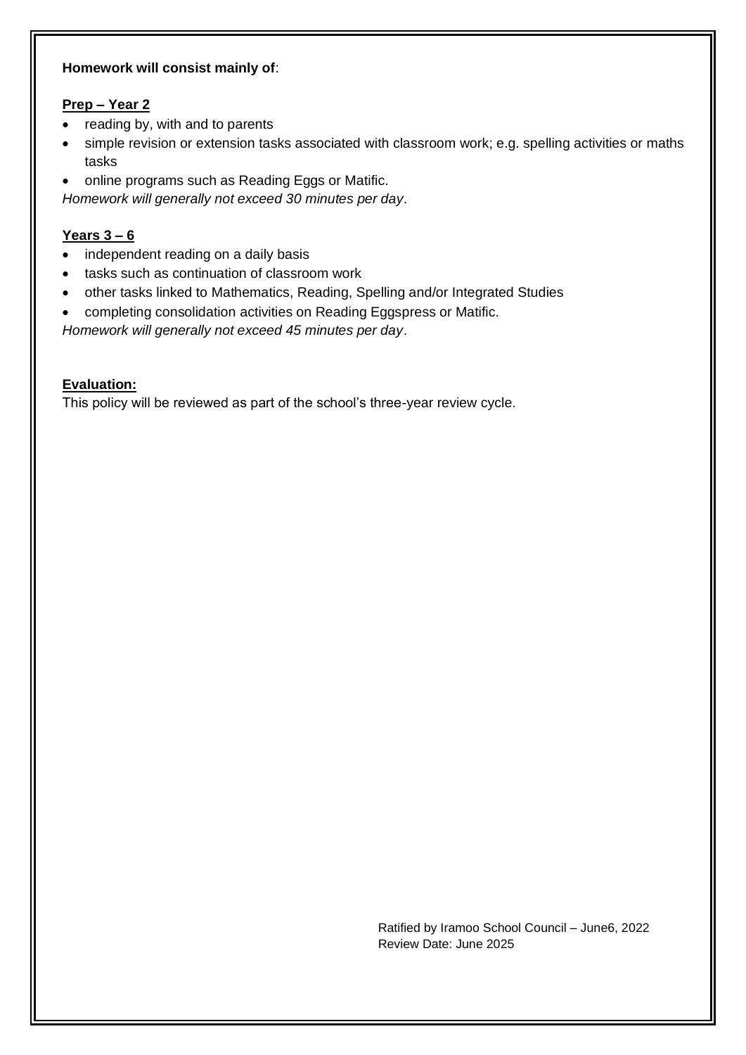**Homework will consist mainly of**:

**Prep – Year 2**

- reading by, with and to parents
- simple revision or extension tasks associated with classroom work; e.g. spelling activities or maths tasks
- online programs such as Reading Eggs or Matific.

*Homework will generally not exceed 30 minutes per day*.

**Years 3 – 6**

- independent reading on a daily basis
- tasks such as continuation of classroom work
- other tasks linked to Mathematics, Reading, Spelling and/or Integrated Studies
- completing consolidation activities on Reading Eggspress or Matific.

*Homework will generally not exceed 45 minutes per day*.

**Evaluation:**

This policy will be reviewed as part of the school's three-year review cycle.

Ratified by Iramoo School Council – June6, 2022
Review Date: June 2025